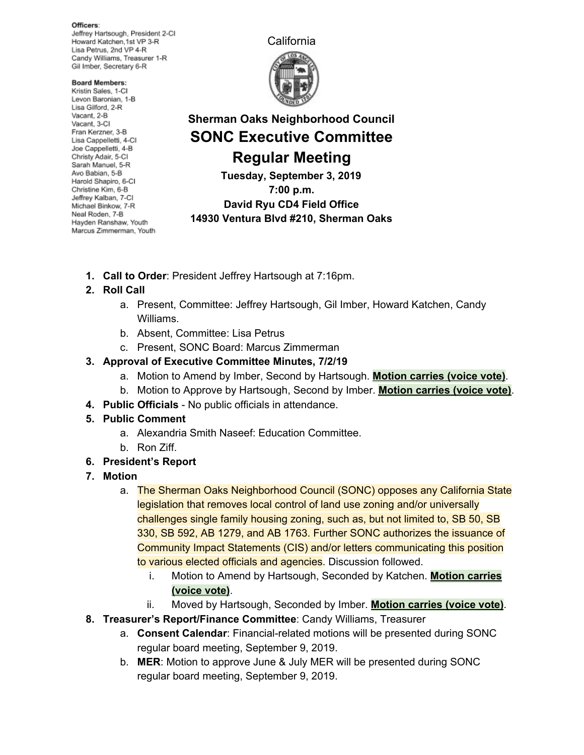**Officers:**
Jeffrey Hartsough, President 2-CI
Howard Katchen, 1st VP 3-R
Lisa Petrus, 2nd VP 4-R
Candy Williams, Treasurer 1-R
Gil Imber, Secretary 6-R

**Board Members:**
Kristin Sales, 1-CI
Levon Baronian, 1-B
Lisa Gilford, 2-R
Vacant, 2-B
Vacant, 3-CI
Fran Kerzner, 3-B
Lisa Cappelletti, 4-CI
Joe Cappelletti, 4-B
Christy Adair, 5-CI
Sarah Manuel, 5-R
Avo Babian, 5-B
Harold Shapiro, 6-CI
Christine Kim, 6-B
Jeffrey Kalban, 7-CI
Michael Binkow, 7-R
Neal Roden, 7-B
Hayden Ranshaw, Youth
Marcus Zimmerman, Youth

California

**Sherman Oaks Neighborhood Council**

# SONC Executive Committee Regular Meeting

**Tuesday, September 3, 2019**
**7:00 p.m.**
**David Ryu CD4 Field Office**
**14930 Ventura Blvd #210, Sherman Oaks**

1. **Call to Order**: President Jeffrey Hartsough at 7:16pm.
2. **Roll Call**
    a. Present, Committee: Jeffrey Hartsough, Gil Imber, Howard Katchen, Candy Williams.
    b. Absent, Committee: Lisa Petrus
    c. Present, SONC Board: Marcus Zimmerman
3. **Approval of Executive Committee Minutes, 7/2/19**
    a. Motion to Amend by Imber, Second by Hartsough. **Motion carries (voice vote)**.
    b. Motion to Approve by Hartsough, Second by Imber. **Motion carries (voice vote)**.
4. **Public Officials** - No public officials in attendance.
5. **Public Comment**
    a. Alexandria Smith Naseef: Education Committee.
    b. Ron Ziff.
6. **President's Report**
7. **Motion**
    a. The Sherman Oaks Neighborhood Council (SONC) opposes any California State legislation that removes local control of land use zoning and/or universally challenges single family housing zoning, such as, but not limited to, SB 50, SB 330, SB 592, AB 1279, and AB 1763. Further SONC authorizes the issuance of Community Impact Statements (CIS) and/or letters communicating this position to various elected officials and agencies. Discussion followed.
        i. Motion to Amend by Hartsough, Seconded by Katchen. **Motion carries (voice vote)**.
        ii. Moved by Hartsough, Seconded by Imber. **Motion carries (voice vote)**.
8. **Treasurer's Report/Finance Committee**: Candy Williams, Treasurer
    a. **Consent Calendar**: Financial-related motions will be presented during SONC regular board meeting, September 9, 2019.
    b. **MER**: Motion to approve June & July MER will be presented during SONC regular board meeting, September 9, 2019.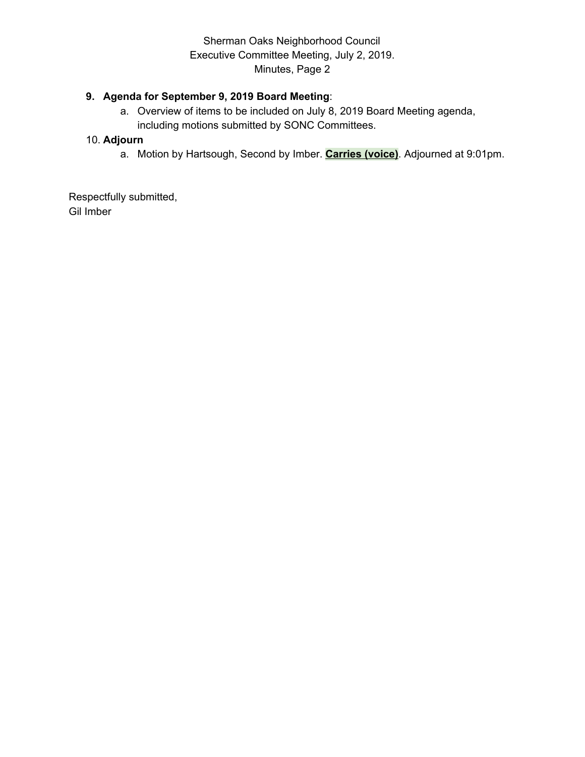Sherman Oaks Neighborhood Council
Executive Committee Meeting, July 2, 2019.
Minutes, Page 2

9. **Agenda for September 9, 2019 Board Meeting**:
    a. Overview of items to be included on July 8, 2019 Board Meeting agenda, including motions submitted by SONC Committees.
10. **Adjourn**
    a. Motion by Hartsough, Second by Imber. **Carries (voice)**. Adjourned at 9:01pm.

Respectfully submitted,
Gil Imber